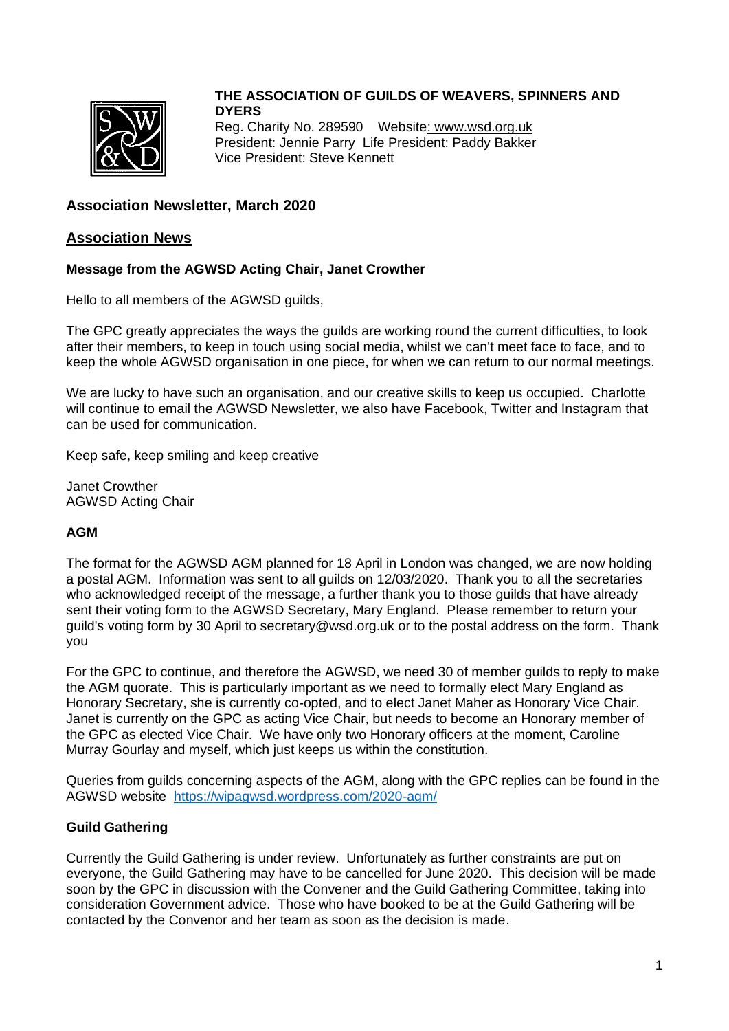**THE ASSOCIATION OF GUILDS OF WEAVERS, SPINNERS AND DYERS**
Reg. Charity No. 289590 Website: www.wsd.org.uk
President: Jennie Parry Life President: Paddy Bakker
Vice President: Steve Kennett

## Association Newsletter, March 2020

## Association News

### Message from the AGWSD Acting Chair, Janet Crowther

Hello to all members of the AGWSD guilds,

The GPC greatly appreciates the ways the guilds are working round the current difficulties, to look after their members, to keep in touch using social media, whilst we can't meet face to face, and to keep the whole AGWSD organisation in one piece, for when we can return to our normal meetings.

We are lucky to have such an organisation, and our creative skills to keep us occupied. Charlotte will continue to email the AGWSD Newsletter, we also have Facebook, Twitter and Instagram that can be used for communication.

Keep safe, keep smiling and keep creative

Janet Crowther
AGWSD Acting Chair

### AGM

The format for the AGWSD AGM planned for 18 April in London was changed, we are now holding a postal AGM. Information was sent to all guilds on 12/03/2020. Thank you to all the secretaries who acknowledged receipt of the message, a further thank you to those guilds that have already sent their voting form to the AGWSD Secretary, Mary England. Please remember to return your guild's voting form by 30 April to secretary@wsd.org.uk or to the postal address on the form. Thank you

For the GPC to continue, and therefore the AGWSD, we need 30 of member guilds to reply to make the AGM quorate. This is particularly important as we need to formally elect Mary England as Honorary Secretary, she is currently co-opted, and to elect Janet Maher as Honorary Vice Chair. Janet is currently on the GPC as acting Vice Chair, but needs to become an Honorary member of the GPC as elected Vice Chair. We have only two Honorary officers at the moment, Caroline Murray Gourlay and myself, which just keeps us within the constitution.

Queries from guilds concerning aspects of the AGM, along with the GPC replies can be found in the AGWSD website https://wipagwsd.wordpress.com/2020-agm/

### Guild Gathering

Currently the Guild Gathering is under review. Unfortunately as further constraints are put on everyone, the Guild Gathering may have to be cancelled for June 2020. This decision will be made soon by the GPC in discussion with the Convener and the Guild Gathering Committee, taking into consideration Government advice. Those who have booked to be at the Guild Gathering will be contacted by the Convenor and her team as soon as the decision is made.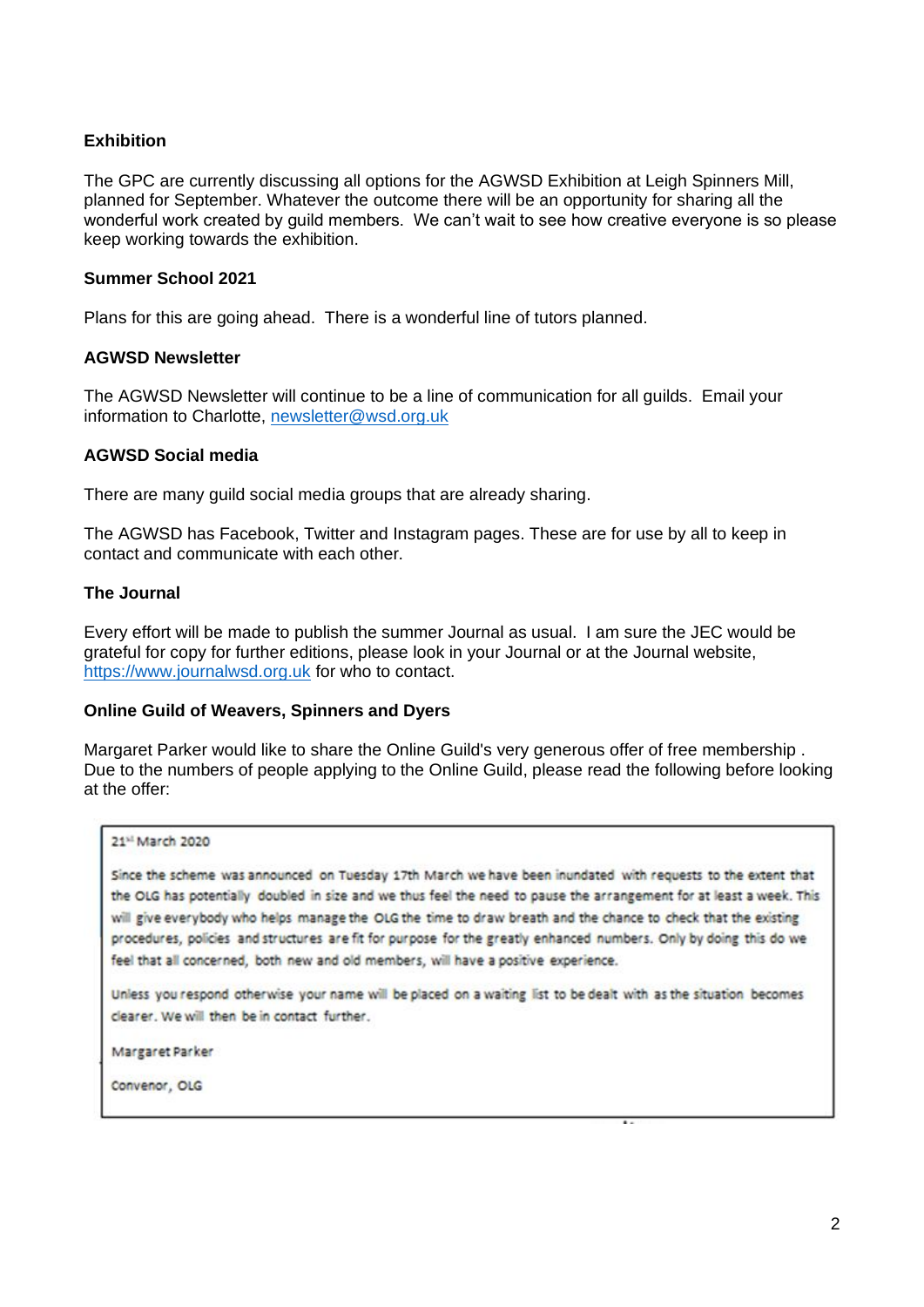**Exhibition**

The GPC are currently discussing all options for the AGWSD Exhibition at Leigh Spinners Mill, planned for September. Whatever the outcome there will be an opportunity for sharing all the wonderful work created by guild members. We can't wait to see how creative everyone is so please keep working towards the exhibition.

**Summer School 2021**

Plans for this are going ahead. There is a wonderful line of tutors planned.

**AGWSD Newsletter**

The AGWSD Newsletter will continue to be a line of communication for all guilds. Email your information to Charlotte, newsletter@wsd.org.uk

**AGWSD Social media**

There are many guild social media groups that are already sharing.

The AGWSD has Facebook, Twitter and Instagram pages. These are for use by all to keep in contact and communicate with each other.

**The Journal**

Every effort will be made to publish the summer Journal as usual. I am sure the JEC would be grateful for copy for further editions, please look in your Journal or at the Journal website, https://www.journalwsd.org.uk for who to contact.

**Online Guild of Weavers, Spinners and Dyers**

Margaret Parker would like to share the Online Guild's very generous offer of free membership . Due to the numbers of people applying to the Online Guild, please read the following before looking at the offer:

> 21st March 2020
>
> Since the scheme was announced on Tuesday 17th March we have been inundated with requests to the extent that the OLG has potentially doubled in size and we thus feel the need to pause the arrangement for at least a week. This will give everybody who helps manage the OLG the time to draw breath and the chance to check that the existing procedures, policies and structures are fit for purpose for the greatly enhanced numbers. Only by doing this do we feel that all concerned, both new and old members, will have a positive experience.
>
> Unless you respond otherwise your name will be placed on a waiting list to be dealt with as the situation becomes clearer. We will then be in contact further.
>
> Margaret Parker
>
> Convenor, OLG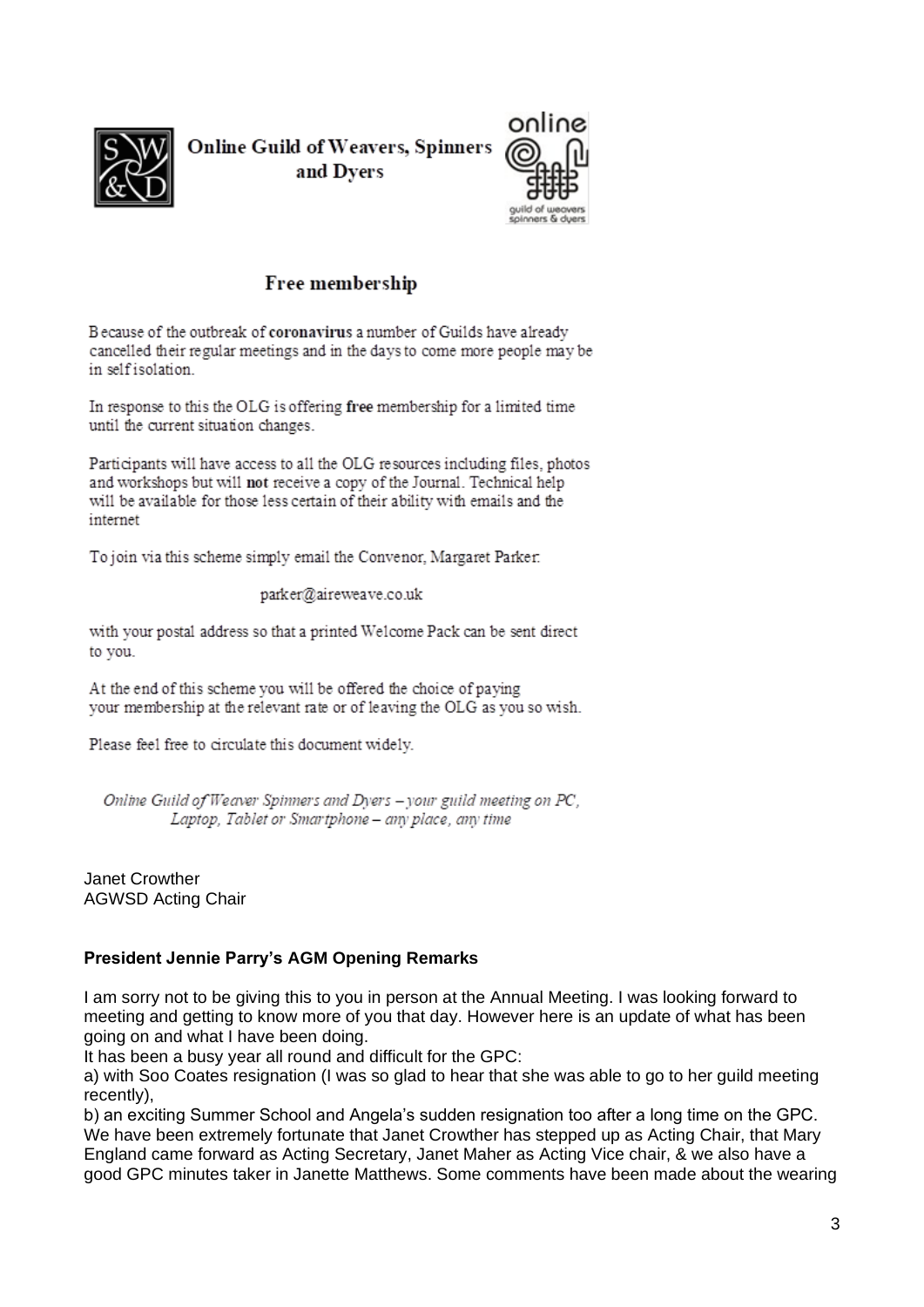**Online Guild of Weavers, Spinners and Dyers**

## Free membership

Because of the outbreak of **coronavirus** a number of Guilds have already cancelled their regular meetings and in the days to come more people may be in self isolation.

In response to this the OLG is offering **free** membership for a limited time until the current situation changes.

Participants will have access to all the OLG resources including files, photos and workshops but will **not** receive a copy of the Journal. Technical help will be available for those less certain of their ability with emails and the internet

To join via this scheme simply email the Convenor, Margaret Parker:

parker@aireweave.co.uk

with your postal address so that a printed Welcome Pack can be sent direct to you.

At the end of this scheme you will be offered the choice of paying your membership at the relevant rate or of leaving the OLG as you so wish.

Please feel free to circulate this document widely.

*Online Guild of Weaver Spinners and Dyers – your guild meeting on PC, Laptop, Tablet or Smartphone – any place, any time*

Janet Crowther
AGWSD Acting Chair

**President Jennie Parry's AGM Opening Remarks**

I am sorry not to be giving this to you in person at the Annual Meeting. I was looking forward to meeting and getting to know more of you that day. However here is an update of what has been going on and what I have been doing.

It has been a busy year all round and difficult for the GPC:

a) with Soo Coates resignation (I was so glad to hear that she was able to go to her guild meeting recently),

b) an exciting Summer School and Angela's sudden resignation too after a long time on the GPC. We have been extremely fortunate that Janet Crowther has stepped up as Acting Chair, that Mary England came forward as Acting Secretary, Janet Maher as Acting Vice chair, & we also have a good GPC minutes taker in Janette Matthews. Some comments have been made about the wearing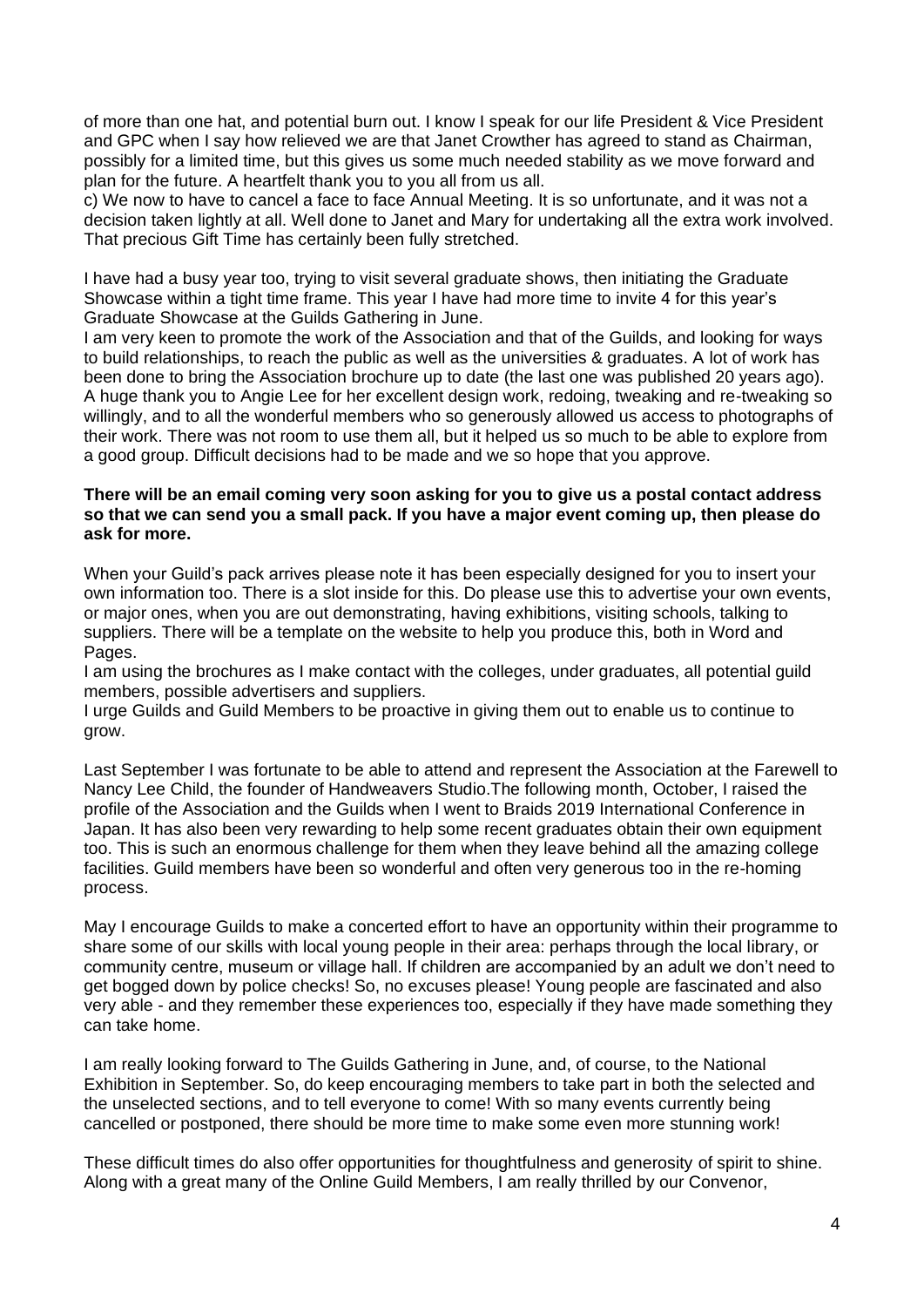of more than one hat, and potential burn out. I know I speak for our life President & Vice President and GPC when I say how relieved we are that Janet Crowther has agreed to stand as Chairman, possibly for a limited time, but this gives us some much needed stability as we move forward and plan for the future. A heartfelt thank you to you all from us all.

c) We now to have to cancel a face to face Annual Meeting. It is so unfortunate, and it was not a decision taken lightly at all. Well done to Janet and Mary for undertaking all the extra work involved. That precious Gift Time has certainly been fully stretched.

I have had a busy year too, trying to visit several graduate shows, then initiating the Graduate Showcase within a tight time frame. This year I have had more time to invite 4 for this year's Graduate Showcase at the Guilds Gathering in June.

I am very keen to promote the work of the Association and that of the Guilds, and looking for ways to build relationships, to reach the public as well as the universities & graduates. A lot of work has been done to bring the Association brochure up to date (the last one was published 20 years ago). A huge thank you to Angie Lee for her excellent design work, redoing, tweaking and re-tweaking so willingly, and to all the wonderful members who so generously allowed us access to photographs of their work. There was not room to use them all, but it helped us so much to be able to explore from a good group. Difficult decisions had to be made and we so hope that you approve.

**There will be an email coming very soon asking for you to give us a postal contact address so that we can send you a small pack. If you have a major event coming up, then please do ask for more.**

When your Guild's pack arrives please note it has been especially designed for you to insert your own information too. There is a slot inside for this. Do please use this to advertise your own events, or major ones, when you are out demonstrating, having exhibitions, visiting schools, talking to suppliers. There will be a template on the website to help you produce this, both in Word and Pages.

I am using the brochures as I make contact with the colleges, under graduates, all potential guild members, possible advertisers and suppliers.

I urge Guilds and Guild Members to be proactive in giving them out to enable us to continue to grow.

Last September I was fortunate to be able to attend and represent the Association at the Farewell to Nancy Lee Child, the founder of Handweavers Studio.The following month, October, I raised the profile of the Association and the Guilds when I went to Braids 2019 International Conference in Japan. It has also been very rewarding to help some recent graduates obtain their own equipment too. This is such an enormous challenge for them when they leave behind all the amazing college facilities. Guild members have been so wonderful and often very generous too in the re-homing process.

May I encourage Guilds to make a concerted effort to have an opportunity within their programme to share some of our skills with local young people in their area: perhaps through the local library, or community centre, museum or village hall. If children are accompanied by an adult we don't need to get bogged down by police checks! So, no excuses please! Young people are fascinated and also very able - and they remember these experiences too, especially if they have made something they can take home.

I am really looking forward to The Guilds Gathering in June, and, of course, to the National Exhibition in September. So, do keep encouraging members to take part in both the selected and the unselected sections, and to tell everyone to come! With so many events currently being cancelled or postponed, there should be more time to make some even more stunning work!

These difficult times do also offer opportunities for thoughtfulness and generosity of spirit to shine. Along with a great many of the Online Guild Members, I am really thrilled by our Convenor,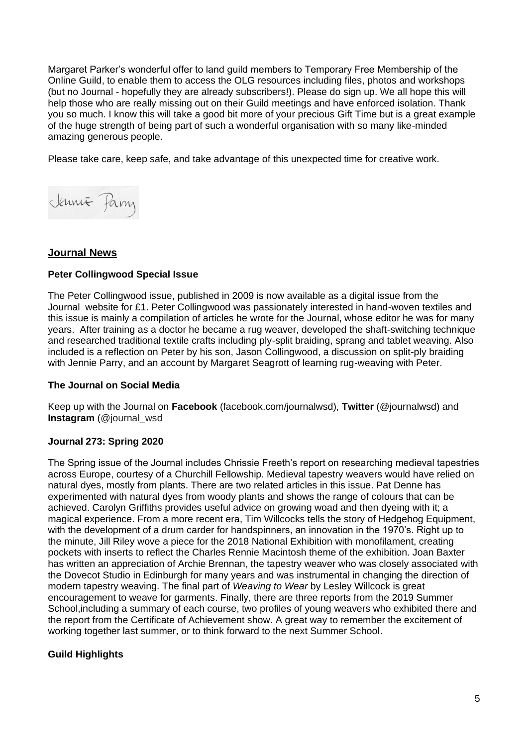Margaret Parker's wonderful offer to land guild members to Temporary Free Membership of the Online Guild, to enable them to access the OLG resources including files, photos and workshops (but no Journal - hopefully they are already subscribers!). Please do sign up. We all hope this will help those who are really missing out on their Guild meetings and have enforced isolation. Thank you so much. I know this will take a good bit more of your precious Gift Time but is a great example of the huge strength of being part of such a wonderful organisation with so many like-minded amazing generous people.

Please take care, keep safe, and take advantage of this unexpected time for creative work.

Jennie Parry

## Journal News

### Peter Collingwood Special Issue

The Peter Collingwood issue, published in 2009 is now available as a digital issue from the Journal website for £1. Peter Collingwood was passionately interested in hand-woven textiles and this issue is mainly a compilation of articles he wrote for the Journal, whose editor he was for many years. After training as a doctor he became a rug weaver, developed the shaft-switching technique and researched traditional textile crafts including ply-split braiding, sprang and tablet weaving. Also included is a reflection on Peter by his son, Jason Collingwood, a discussion on split-ply braiding with Jennie Parry, and an account by Margaret Seagrott of learning rug-weaving with Peter.

### The Journal on Social Media

Keep up with the Journal on **Facebook** (facebook.com/journalwsd), **Twitter** (@journalwsd) and **Instagram** (@journal_wsd

### Journal 273: Spring 2020

The Spring issue of the Journal includes Chrissie Freeth's report on researching medieval tapestries across Europe, courtesy of a Churchill Fellowship. Medieval tapestry weavers would have relied on natural dyes, mostly from plants. There are two related articles in this issue. Pat Denne has experimented with natural dyes from woody plants and shows the range of colours that can be achieved. Carolyn Griffiths provides useful advice on growing woad and then dyeing with it; a magical experience. From a more recent era, Tim Willcocks tells the story of Hedgehog Equipment, with the development of a drum carder for handspinners, an innovation in the 1970's. Right up to the minute, Jill Riley wove a piece for the 2018 National Exhibition with monofilament, creating pockets with inserts to reflect the Charles Rennie Macintosh theme of the exhibition. Joan Baxter has written an appreciation of Archie Brennan, the tapestry weaver who was closely associated with the Dovecot Studio in Edinburgh for many years and was instrumental in changing the direction of modern tapestry weaving. The final part of *Weaving to Wear* by Lesley Willcock is great encouragement to weave for garments. Finally, there are three reports from the 2019 Summer School,including a summary of each course, two profiles of young weavers who exhibited there and the report from the Certificate of Achievement show. A great way to remember the excitement of working together last summer, or to think forward to the next Summer School.

### Guild Highlights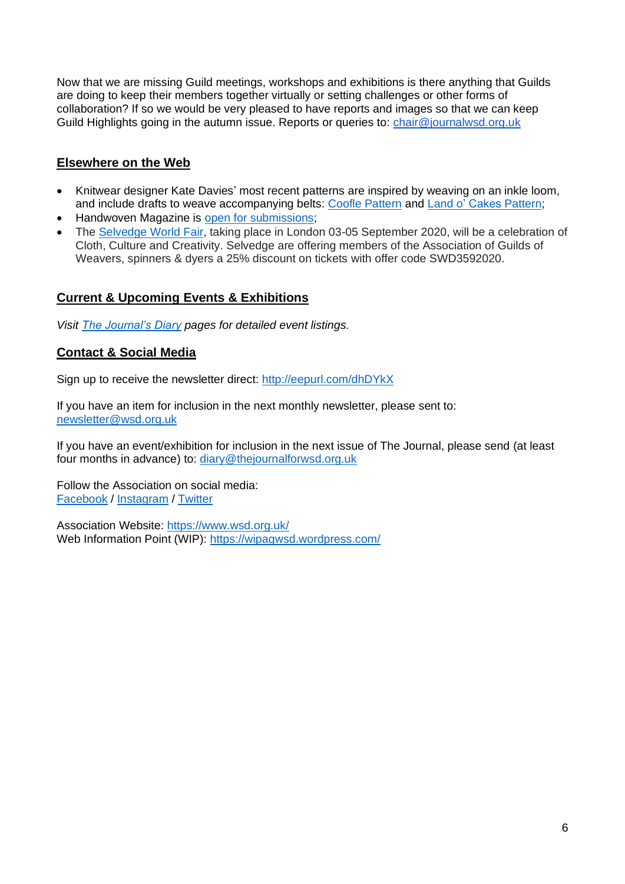Now that we are missing Guild meetings, workshops and exhibitions is there anything that Guilds are doing to keep their members together virtually or setting challenges or other forms of collaboration? If so we would be very pleased to have reports and images so that we can keep Guild Highlights going in the autumn issue. Reports or queries to: chair@journalwsd.org.uk

## Elsewhere on the Web

- Knitwear designer Kate Davies' most recent patterns are inspired by weaving on an inkle loom, and include drafts to weave accompanying belts: Coofle Pattern and Land o' Cakes Pattern;
- Handwoven Magazine is open for submissions;
- The Selvedge World Fair, taking place in London 03-05 September 2020, will be a celebration of Cloth, Culture and Creativity. Selvedge are offering members of the Association of Guilds of Weavers, spinners & dyers a 25% discount on tickets with offer code SWD3592020.

## Current & Upcoming Events & Exhibitions

*Visit The Journal's Diary pages for detailed event listings.*

## Contact & Social Media

Sign up to receive the newsletter direct: http://eepurl.com/dhDYkX

If you have an item for inclusion in the next monthly newsletter, please sent to: newsletter@wsd.org.uk

If you have an event/exhibition for inclusion in the next issue of The Journal, please send (at least four months in advance) to: diary@thejournalforwsd.org.uk

Follow the Association on social media:
Facebook / Instagram / Twitter

Association Website: https://www.wsd.org.uk/
Web Information Point (WIP): https://wipagwsd.wordpress.com/